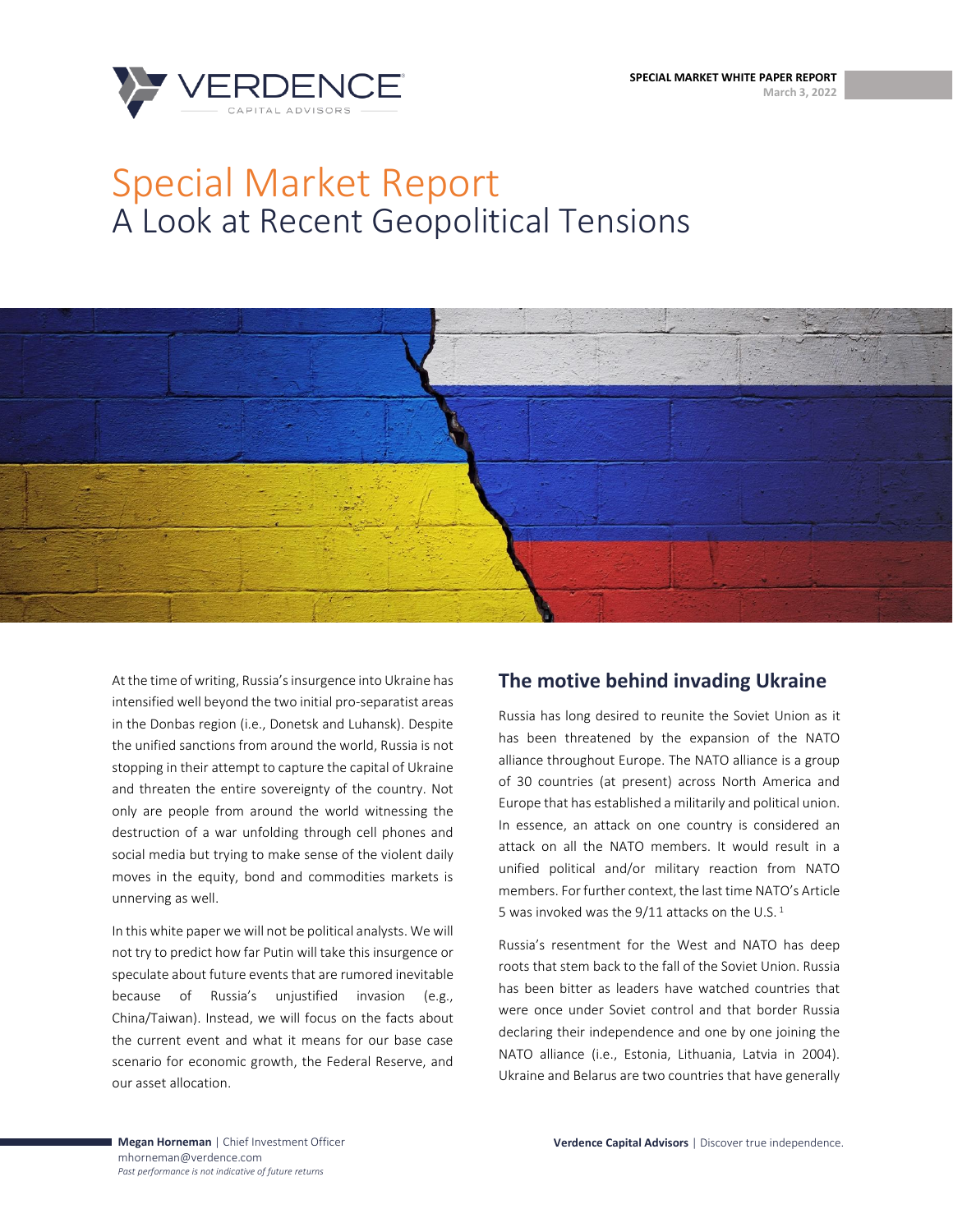SPECIAL MARKET WHITE PAPER REPORT
March 3, 2022

# Special Market Report
## A Look at Recent Geopolitical Tensions

At the time of writing, Russia's insurgence into Ukraine has intensified well beyond the two initial pro-separatist areas in the Donbas region (i.e., Donetsk and Luhansk). Despite the unified sanctions from around the world, Russia is not stopping in their attempt to capture the capital of Ukraine and threaten the entire sovereignty of the country. Not only are people from around the world witnessing the destruction of a war unfolding through cell phones and social media but trying to make sense of the violent daily moves in the equity, bond and commodities markets is unnerving as well.

In this white paper we will not be political analysts. We will not try to predict how far Putin will take this insurgence or speculate about future events that are rumored inevitable because of Russia's unjustified invasion (e.g., China/Taiwan). Instead, we will focus on the facts about the current event and what it means for our base case scenario for economic growth, the Federal Reserve, and our asset allocation.

## The motive behind invading Ukraine

Russia has long desired to reunite the Soviet Union as it has been threatened by the expansion of the NATO alliance throughout Europe. The NATO alliance is a group of 30 countries (at present) across North America and Europe that has established a militarily and political union. In essence, an attack on one country is considered an attack on all the NATO members. It would result in a unified political and/or military reaction from NATO members. For further context, the last time NATO's Article 5 was invoked was the 9/11 attacks on the U.S. [1]

Russia's resentment for the West and NATO has deep roots that stem back to the fall of the Soviet Union. Russia has been bitter as leaders have watched countries that were once under Soviet control and that border Russia declaring their independence and one by one joining the NATO alliance (i.e., Estonia, Lithuania, Latvia in 2004). Ukraine and Belarus are two countries that have generally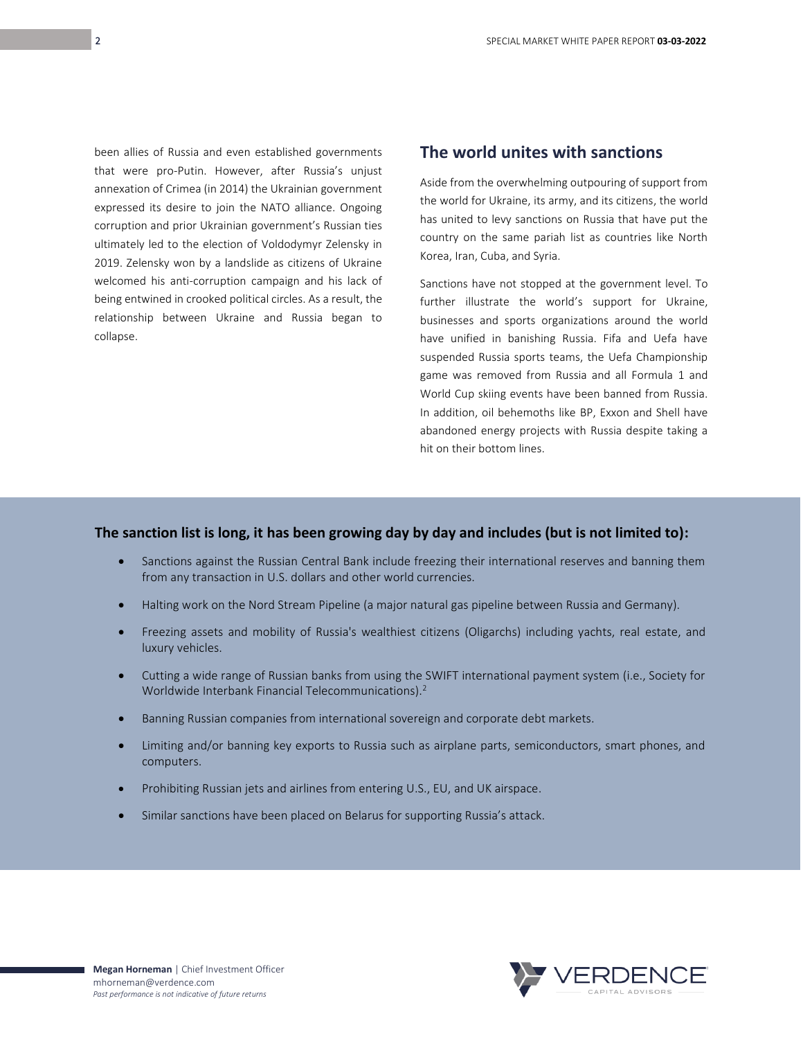been allies of Russia and even established governments that were pro-Putin. However, after Russia's unjust annexation of Crimea (in 2014) the Ukrainian government expressed its desire to join the NATO alliance. Ongoing corruption and prior Ukrainian government's Russian ties ultimately led to the election of Voldodymyr Zelensky in 2019. Zelensky won by a landslide as citizens of Ukraine welcomed his anti-corruption campaign and his lack of being entwined in crooked political circles. As a result, the relationship between Ukraine and Russia began to collapse.

## The world unites with sanctions

Aside from the overwhelming outpouring of support from the world for Ukraine, its army, and its citizens, the world has united to levy sanctions on Russia that have put the country on the same pariah list as countries like North Korea, Iran, Cuba, and Syria.

Sanctions have not stopped at the government level. To further illustrate the world's support for Ukraine, businesses and sports organizations around the world have unified in banishing Russia. Fifa and Uefa have suspended Russia sports teams, the Uefa Championship game was removed from Russia and all Formula 1 and World Cup skiing events have been banned from Russia. In addition, oil behemoths like BP, Exxon and Shell have abandoned energy projects with Russia despite taking a hit on their bottom lines.

**The sanction list is long, it has been growing day by day and includes (but is not limited to):**

- Sanctions against the Russian Central Bank include freezing their international reserves and banning them from any transaction in U.S. dollars and other world currencies.
- Halting work on the Nord Stream Pipeline (a major natural gas pipeline between Russia and Germany).
- Freezing assets and mobility of Russia's wealthiest citizens (Oligarchs) including yachts, real estate, and luxury vehicles.
- Cutting a wide range of Russian banks from using the SWIFT international payment system (i.e., Society for Worldwide Interbank Financial Telecommunications).[2]
- Banning Russian companies from international sovereign and corporate debt markets.
- Limiting and/or banning key exports to Russia such as airplane parts, semiconductors, smart phones, and computers.
- Prohibiting Russian jets and airlines from entering U.S., EU, and UK airspace.
- Similar sanctions have been placed on Belarus for supporting Russia's attack.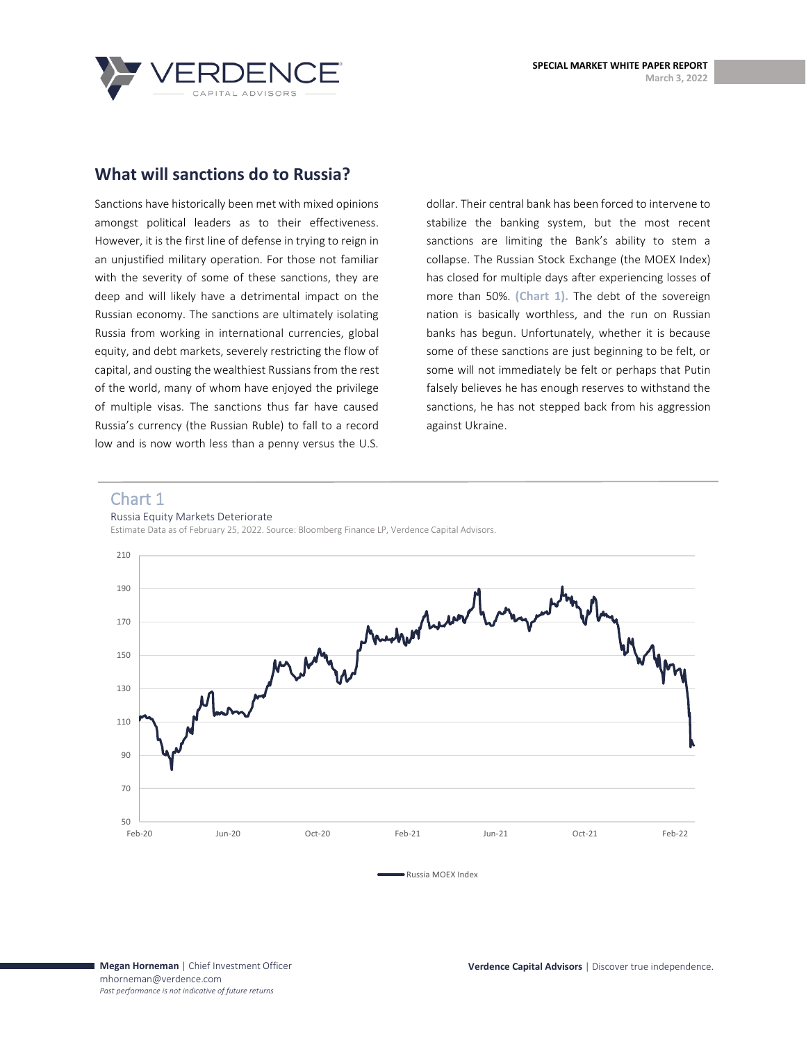## What will sanctions do to Russia?

Sanctions have historically been met with mixed opinions amongst political leaders as to their effectiveness. However, it is the first line of defense in trying to reign in an unjustified military operation. For those not familiar with the severity of some of these sanctions, they are deep and will likely have a detrimental impact on the Russian economy. The sanctions are ultimately isolating Russia from working in international currencies, global equity, and debt markets, severely restricting the flow of capital, and ousting the wealthiest Russians from the rest of the world, many of whom have enjoyed the privilege of multiple visas. The sanctions thus far have caused Russia's currency (the Russian Ruble) to fall to a record low and is now worth less than a penny versus the U.S. dollar. Their central bank has been forced to intervene to stabilize the banking system, but the most recent sanctions are limiting the Bank's ability to stem a collapse. The Russian Stock Exchange (the MOEX Index) has closed for multiple days after experiencing losses of more than 50%. **(Chart 1).** The debt of the sovereign nation is basically worthless, and the run on Russian banks has begun. Unfortunately, whether it is because some of these sanctions are just beginning to be felt, or some will not immediately be felt or perhaps that Putin falsely believes he has enough reserves to withstand the sanctions, he has not stepped back from his aggression against Ukraine.

## Chart 1

Russia Equity Markets Deteriorate

Estimate Data as of February 25, 2022. Source: Bloomberg Finance LP, Verdence Capital Advisors.

Russia MOEX Index

**Megan Horneman** | Chief Investment Officer
mhorneman@verdence.com
*Past performance is not indicative of future returns*

**Verdence Capital Advisors** | Discover true independence.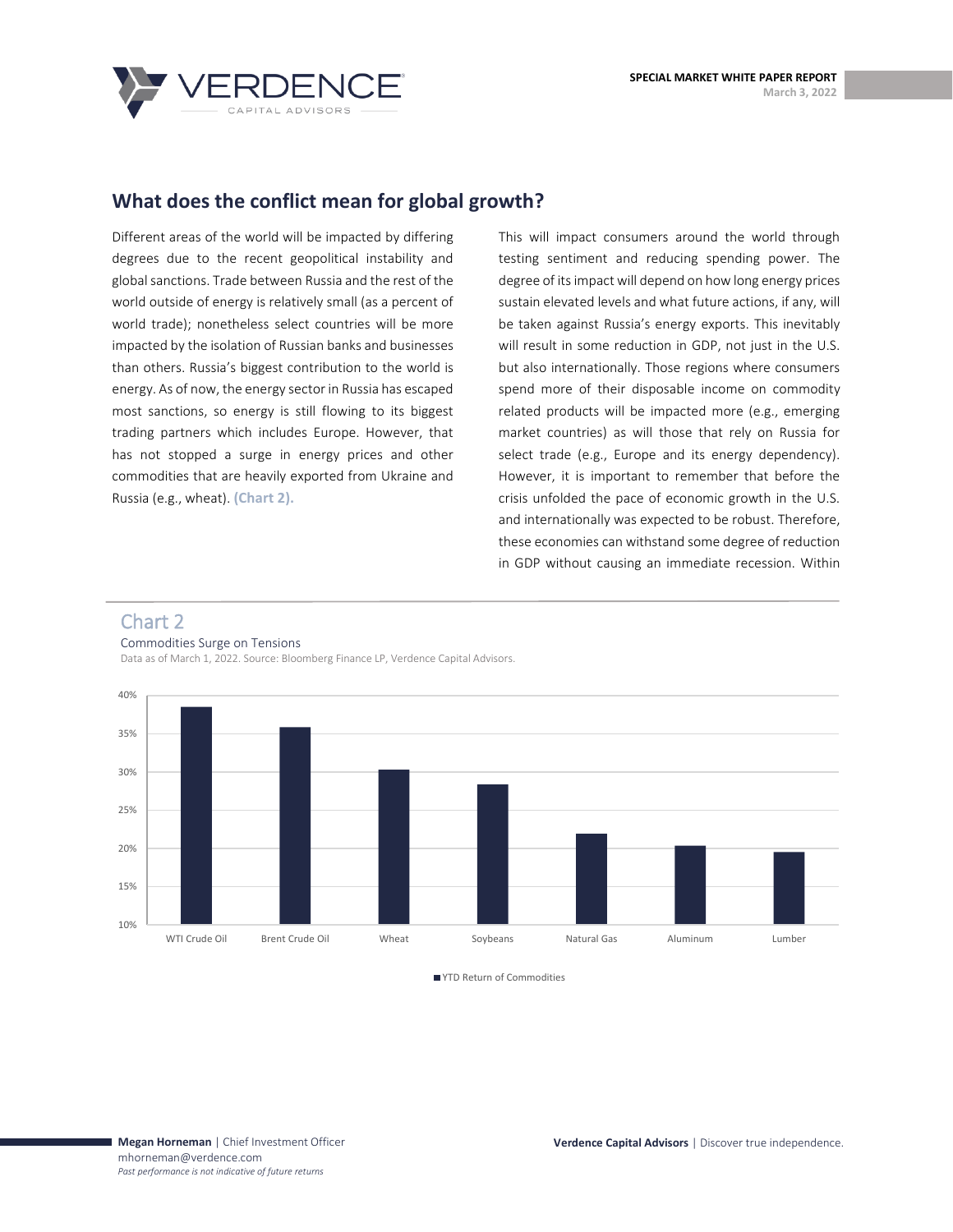## What does the conflict mean for global growth?

Different areas of the world will be impacted by differing degrees due to the recent geopolitical instability and global sanctions. Trade between Russia and the rest of the world outside of energy is relatively small (as a percent of world trade); nonetheless select countries will be more impacted by the isolation of Russian banks and businesses than others. Russia's biggest contribution to the world is energy. As of now, the energy sector in Russia has escaped most sanctions, so energy is still flowing to its biggest trading partners which includes Europe. However, that has not stopped a surge in energy prices and other commodities that are heavily exported from Ukraine and Russia (e.g., wheat). **(Chart 2).**

This will impact consumers around the world through testing sentiment and reducing spending power. The degree of its impact will depend on how long energy prices sustain elevated levels and what future actions, if any, will be taken against Russia's energy exports. This inevitably will result in some reduction in GDP, not just in the U.S. but also internationally. Those regions where consumers spend more of their disposable income on commodity related products will be impacted more (e.g., emerging market countries) as will those that rely on Russia for select trade (e.g., Europe and its energy dependency). However, it is important to remember that before the crisis unfolded the pace of economic growth in the U.S. and internationally was expected to be robust. Therefore, these economies can withstand some degree of reduction in GDP without causing an immediate recession. Within

### Chart 2

Commodities Surge on Tensions

Data as of March 1, 2022. Source: Bloomberg Finance LP, Verdence Capital Advisors.

| Commodity | YTD Return of Commodities (approx.) |
|---|---|
| WTI Crude Oil | ~38.5% |
| Brent Crude Oil | ~36% |
| Wheat | ~30.5% |
| Soybeans | ~28.5% |
| Natural Gas | ~22% |
| Aluminum | ~20.5% |
| Lumber | ~19.5% |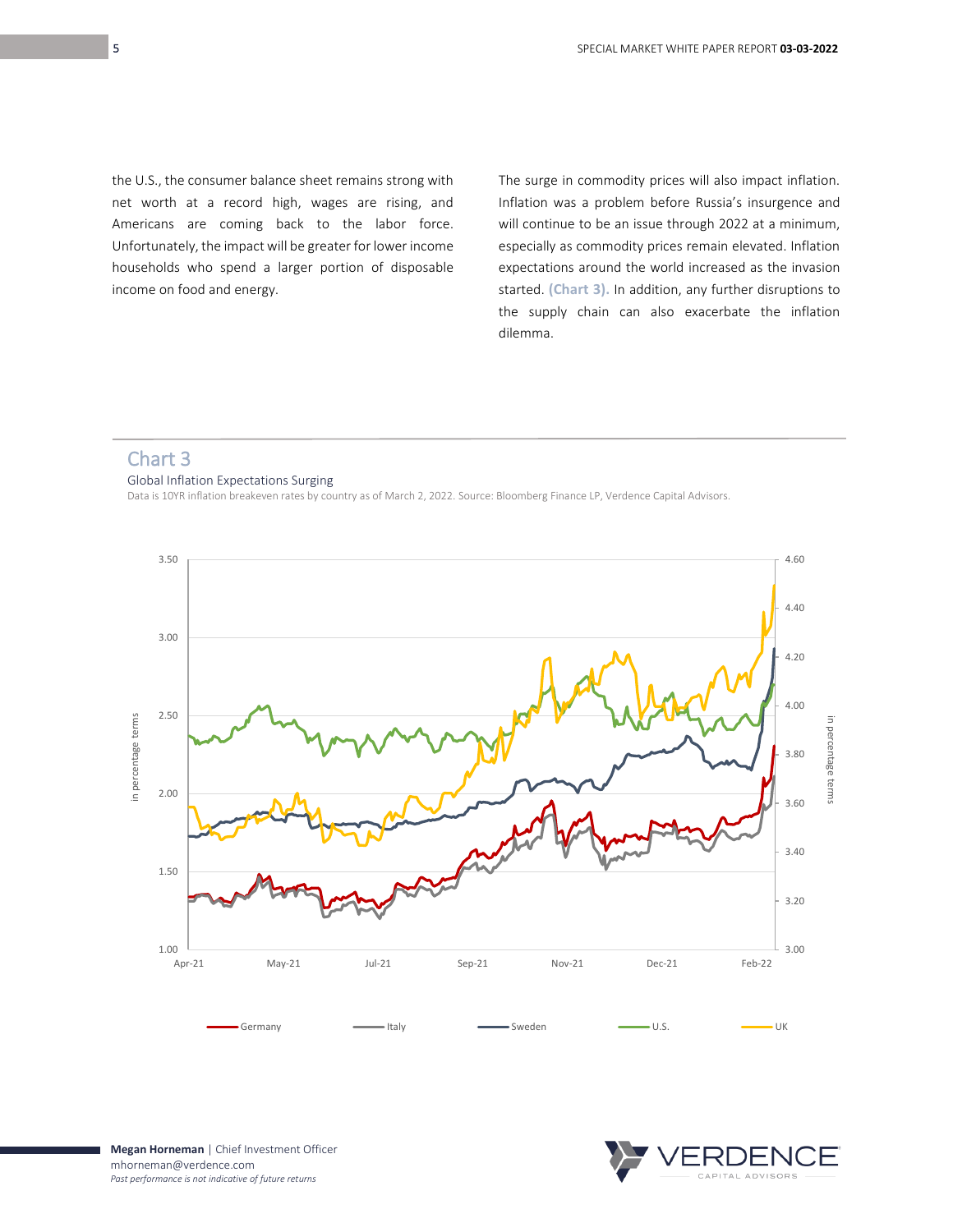the U.S., the consumer balance sheet remains strong with net worth at a record high, wages are rising, and Americans are coming back to the labor force. Unfortunately, the impact will be greater for lower income households who spend a larger portion of disposable income on food and energy.

The surge in commodity prices will also impact inflation. Inflation was a problem before Russia's insurgence and will continue to be an issue through 2022 at a minimum, especially as commodity prices remain elevated. Inflation expectations around the world increased as the invasion started. **(Chart 3).** In addition, any further disruptions to the supply chain can also exacerbate the inflation dilemma.

## Chart 3

Global Inflation Expectations Surging

Data is 10YR inflation breakeven rates by country as of March 2, 2022. Source: Bloomberg Finance LP, Verdence Capital Advisors.

**Megan Horneman** | Chief Investment Officer
mhorneman@verdence.com
*Past performance is not indicative of future returns*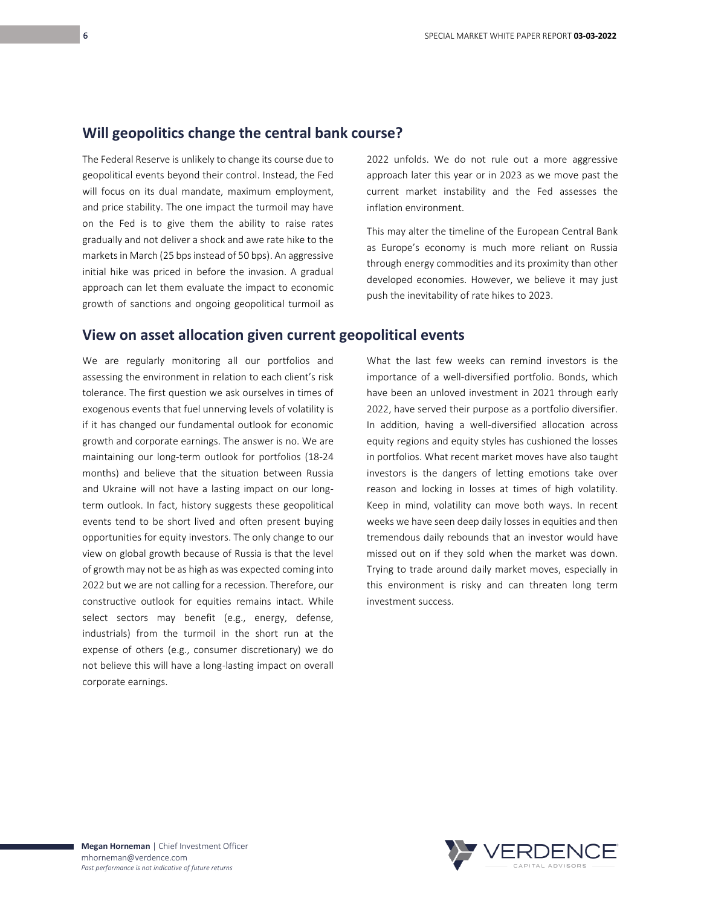## Will geopolitics change the central bank course?

The Federal Reserve is unlikely to change its course due to geopolitical events beyond their control. Instead, the Fed will focus on its dual mandate, maximum employment, and price stability. The one impact the turmoil may have on the Fed is to give them the ability to raise rates gradually and not deliver a shock and awe rate hike to the markets in March (25 bps instead of 50 bps). An aggressive initial hike was priced in before the invasion. A gradual approach can let them evaluate the impact to economic growth of sanctions and ongoing geopolitical turmoil as 2022 unfolds. We do not rule out a more aggressive approach later this year or in 2023 as we move past the current market instability and the Fed assesses the inflation environment.

This may alter the timeline of the European Central Bank as Europe's economy is much more reliant on Russia through energy commodities and its proximity than other developed economies. However, we believe it may just push the inevitability of rate hikes to 2023.

## View on asset allocation given current geopolitical events

We are regularly monitoring all our portfolios and assessing the environment in relation to each client's risk tolerance. The first question we ask ourselves in times of exogenous events that fuel unnerving levels of volatility is if it has changed our fundamental outlook for economic growth and corporate earnings. The answer is no. We are maintaining our long-term outlook for portfolios (18-24 months) and believe that the situation between Russia and Ukraine will not have a lasting impact on our long-term outlook. In fact, history suggests these geopolitical events tend to be short lived and often present buying opportunities for equity investors. The only change to our view on global growth because of Russia is that the level of growth may not be as high as was expected coming into 2022 but we are not calling for a recession. Therefore, our constructive outlook for equities remains intact. While select sectors may benefit (e.g., energy, defense, industrials) from the turmoil in the short run at the expense of others (e.g., consumer discretionary) we do not believe this will have a long-lasting impact on overall corporate earnings.

What the last few weeks can remind investors is the importance of a well-diversified portfolio. Bonds, which have been an unloved investment in 2021 through early 2022, have served their purpose as a portfolio diversifier. In addition, having a well-diversified allocation across equity regions and equity styles has cushioned the losses in portfolios. What recent market moves have also taught investors is the dangers of letting emotions take over reason and locking in losses at times of high volatility. Keep in mind, volatility can move both ways. In recent weeks we have seen deep daily losses in equities and then tremendous daily rebounds that an investor would have missed out on if they sold when the market was down. Trying to trade around daily market moves, especially in this environment is risky and can threaten long term investment success.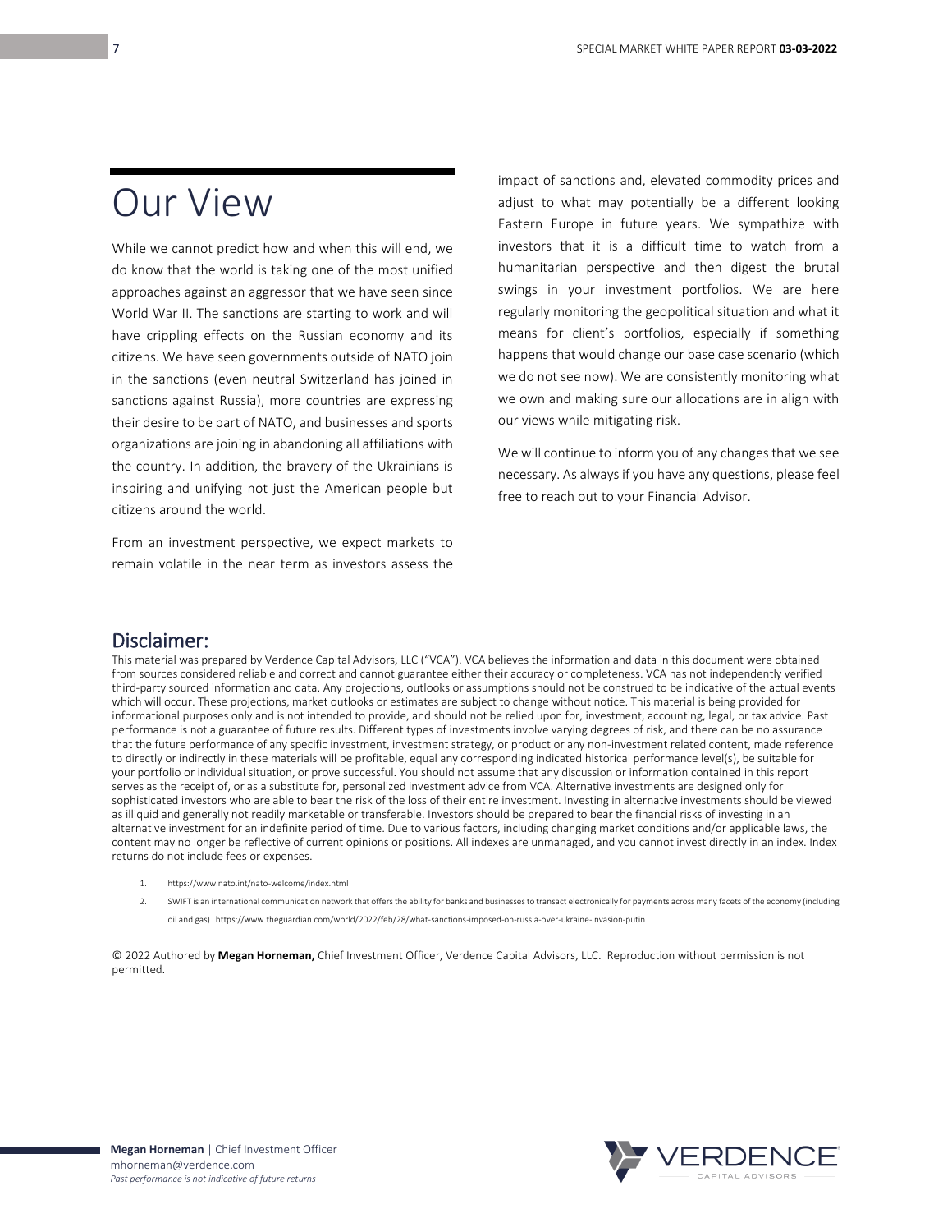# Our View

While we cannot predict how and when this will end, we do know that the world is taking one of the most unified approaches against an aggressor that we have seen since World War II. The sanctions are starting to work and will have crippling effects on the Russian economy and its citizens. We have seen governments outside of NATO join in the sanctions (even neutral Switzerland has joined in sanctions against Russia), more countries are expressing their desire to be part of NATO, and businesses and sports organizations are joining in abandoning all affiliations with the country. In addition, the bravery of the Ukrainians is inspiring and unifying not just the American people but citizens around the world.

From an investment perspective, we expect markets to remain volatile in the near term as investors assess the impact of sanctions and, elevated commodity prices and adjust to what may potentially be a different looking Eastern Europe in future years. We sympathize with investors that it is a difficult time to watch from a humanitarian perspective and then digest the brutal swings in your investment portfolios. We are here regularly monitoring the geopolitical situation and what it means for client's portfolios, especially if something happens that would change our base case scenario (which we do not see now). We are consistently monitoring what we own and making sure our allocations are in align with our views while mitigating risk.

We will continue to inform you of any changes that we see necessary. As always if you have any questions, please feel free to reach out to your Financial Advisor.

## Disclaimer:

This material was prepared by Verdence Capital Advisors, LLC ("VCA"). VCA believes the information and data in this document were obtained from sources considered reliable and correct and cannot guarantee either their accuracy or completeness. VCA has not independently verified third-party sourced information and data. Any projections, outlooks or assumptions should not be construed to be indicative of the actual events which will occur. These projections, market outlooks or estimates are subject to change without notice. This material is being provided for informational purposes only and is not intended to provide, and should not be relied upon for, investment, accounting, legal, or tax advice. Past performance is not a guarantee of future results. Different types of investments involve varying degrees of risk, and there can be no assurance that the future performance of any specific investment, investment strategy, or product or any non-investment related content, made reference to directly or indirectly in these materials will be profitable, equal any corresponding indicated historical performance level(s), be suitable for your portfolio or individual situation, or prove successful. You should not assume that any discussion or information contained in this report serves as the receipt of, or as a substitute for, personalized investment advice from VCA. Alternative investments are designed only for sophisticated investors who are able to bear the risk of the loss of their entire investment. Investing in alternative investments should be viewed as illiquid and generally not readily marketable or transferable. Investors should be prepared to bear the financial risks of investing in an alternative investment for an indefinite period of time. Due to various factors, including changing market conditions and/or applicable laws, the content may no longer be reflective of current opinions or positions. All indexes are unmanaged, and you cannot invest directly in an index. Index returns do not include fees or expenses.

1. https://www.nato.int/nato-welcome/index.html
2. SWIFT is an international communication network that offers the ability for banks and businesses to transact electronically for payments across many facets of the economy (including oil and gas). https://www.theguardian.com/world/2022/feb/28/what-sanctions-imposed-on-russia-over-ukraine-invasion-putin

© 2022 Authored by **Megan Horneman,** Chief Investment Officer, Verdence Capital Advisors, LLC. Reproduction without permission is not permitted.

**Megan Horneman** | Chief Investment Officer
mhorneman@verdence.com
*Past performance is not indicative of future returns*